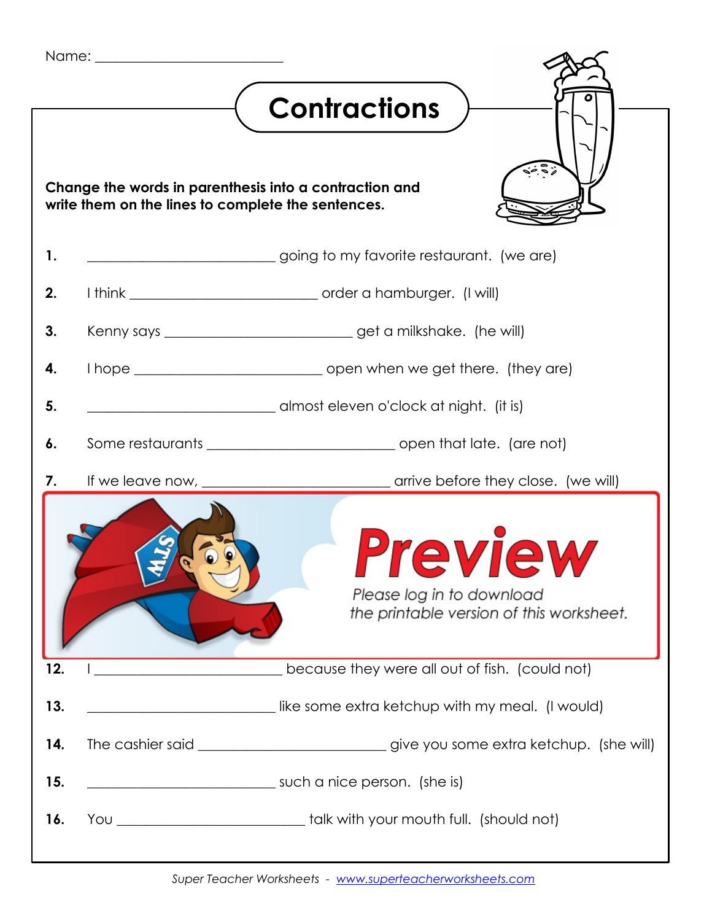Name: ___________________________

# Contractions

**Change the words in parenthesis into a contraction and write them on the lines to complete the sentences.**

**1.** ___________________________ going to my favorite restaurant. (we are)

**2.** I think ___________________________ order a hamburger. (I will)

**3.** Kenny says ___________________________ get a milkshake. (he will)

**4.** I hope ___________________________ open when we get there. (they are)

**5.** ___________________________ almost eleven o'clock at night. (it is)

**6.** Some restaurants ___________________________ open that late. (are not)

**7.** If we leave now, ___________________________ arrive before they close. (we will)

Preview

*Please log in to download the printable version of this worksheet.*

**12.** I ___________________________ because they were all out of fish. (could not)

**13.** ___________________________ like some extra ketchup with my meal. (I would)

**14.** The cashier said ___________________________ give you some extra ketchup. (she will)

**15.** ___________________________ such a nice person. (she is)

**16.** You ___________________________ talk with your mouth full. (should not)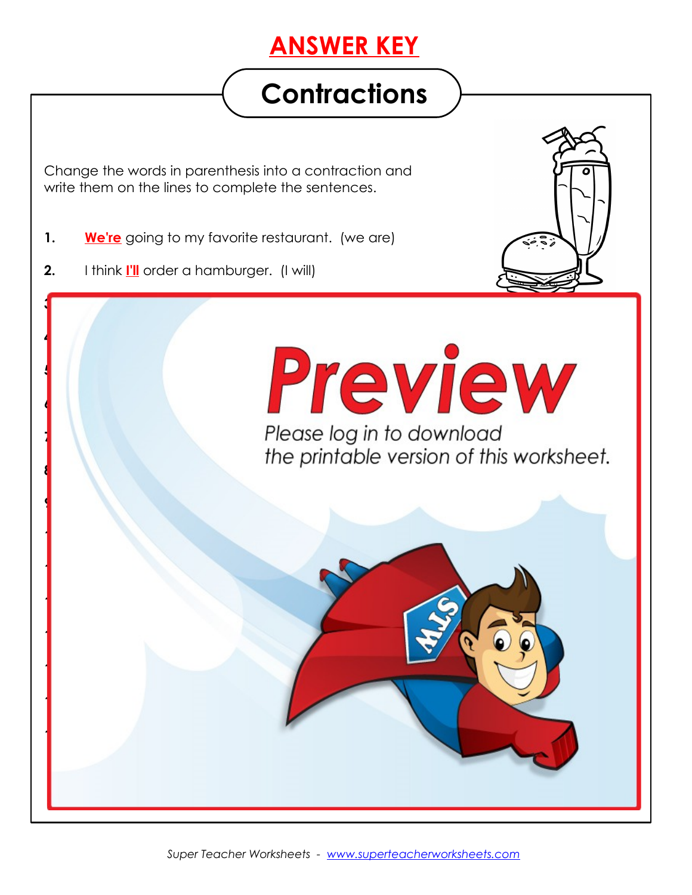# ANSWER KEY

## Contractions

Change the words in parenthesis into a contraction and write them on the lines to complete the sentences.

1. **We're** going to my favorite restaurant. (we are)

2. I think **I'll** order a hamburger. (I will)

Preview

*Please log in to download the printable version of this worksheet.*